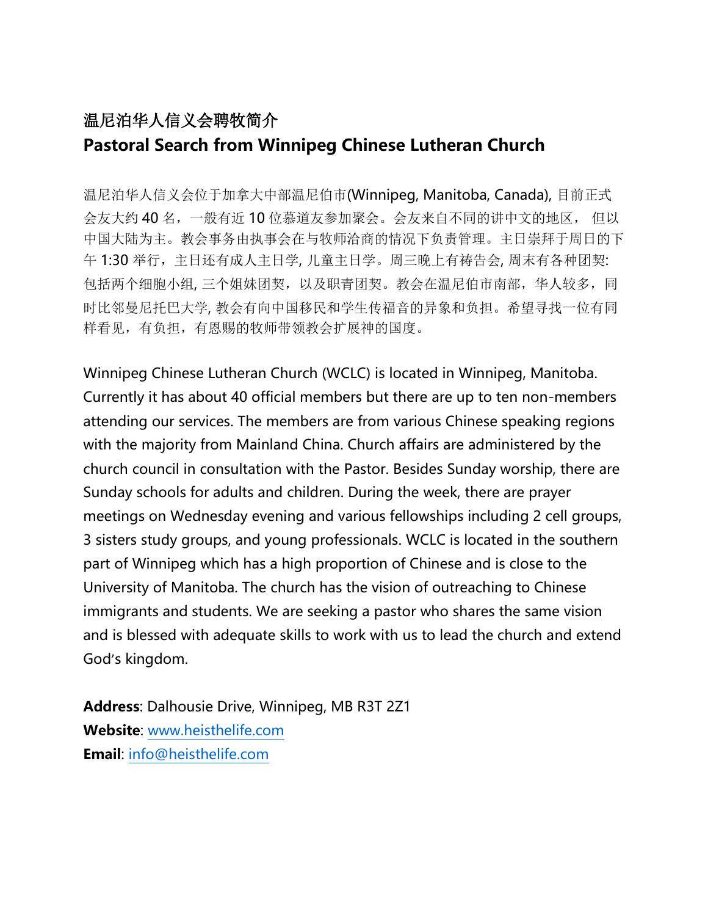# 温尼泊华人信义会聘牧简介
# Pastoral Search from Winnipeg Chinese Lutheran Church

温尼泊华人信义会位于加拿大中部温尼伯市(Winnipeg, Manitoba, Canada), 目前正式会友大约 40 名，一般有近 10 位慕道友参加聚会。会友来自不同的讲中文的地区， 但以中国大陆为主。教会事务由执事会在与牧师洽商的情况下负责管理。主日崇拜于周日的下午 1:30 举行，主日还有成人主日学, 儿童主日学。周三晚上有祷告会, 周末有各种团契: 包括两个细胞小组, 三个姐妹团契，以及职青团契。教会在温尼伯市南部，华人较多，同时比邻曼尼托巴大学, 教会有向中国移民和学生传福音的异象和负担。希望寻找一位有同样看见，有负担，有恩赐的牧师带领教会扩展神的国度。

Winnipeg Chinese Lutheran Church (WCLC) is located in Winnipeg, Manitoba. Currently it has about 40 official members but there are up to ten non-members attending our services. The members are from various Chinese speaking regions with the majority from Mainland China. Church affairs are administered by the church council in consultation with the Pastor. Besides Sunday worship, there are Sunday schools for adults and children. During the week, there are prayer meetings on Wednesday evening and various fellowships including 2 cell groups, 3 sisters study groups, and young professionals. WCLC is located in the southern part of Winnipeg which has a high proportion of Chinese and is close to the University of Manitoba. The church has the vision of outreaching to Chinese immigrants and students. We are seeking a pastor who shares the same vision and is blessed with adequate skills to work with us to lead the church and extend God's kingdom.

**Address**: Dalhousie Drive, Winnipeg, MB R3T 2Z1
**Website**: www.heisthelife.com
**Email**: info@heisthelife.com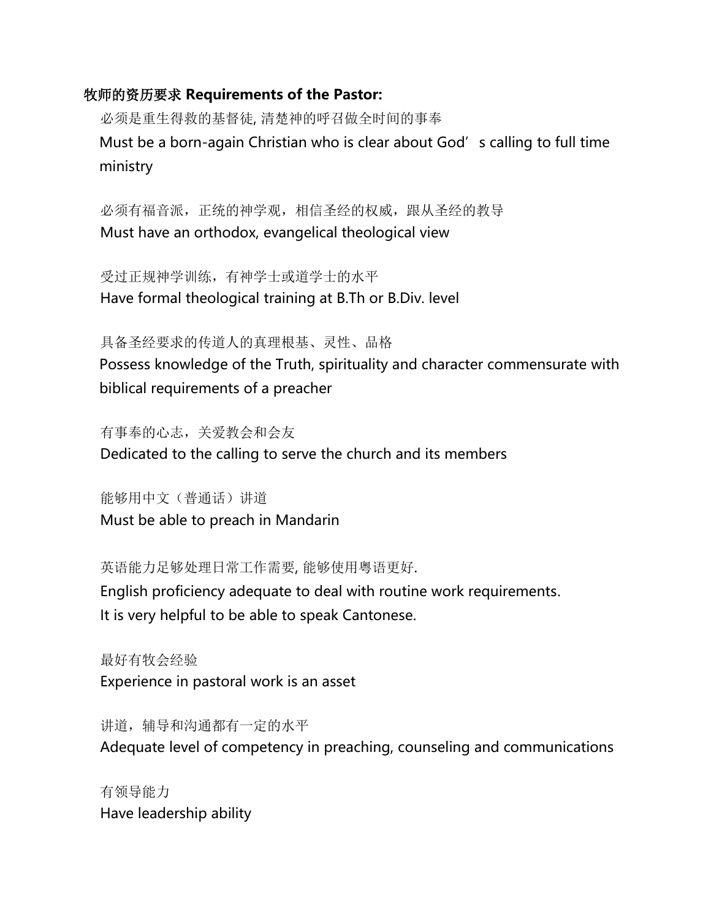**牧师的资历要求 Requirements of the Pastor:**

必须是重生得救的基督徒, 清楚神的呼召做全时间的事奉

Must be a born-again Christian who is clear about God's calling to full time ministry

必须有福音派，正统的神学观，相信圣经的权威，跟从圣经的教导

Must have an orthodox, evangelical theological view

受过正规神学训练，有神学士或道学士的水平

Have formal theological training at B.Th or B.Div. level

具备圣经要求的传道人的真理根基、灵性、品格

Possess knowledge of the Truth, spirituality and character commensurate with biblical requirements of a preacher

有事奉的心志，关爱教会和会友

Dedicated to the calling to serve the church and its members

能够用中文（普通话）讲道

Must be able to preach in Mandarin

英语能力足够处理日常工作需要, 能够使用粤语更好.

English proficiency adequate to deal with routine work requirements.
It is very helpful to be able to speak Cantonese.

最好有牧会经验

Experience in pastoral work is an asset

讲道，辅导和沟通都有一定的水平

Adequate level of competency in preaching, counseling and communications

有领导能力

Have leadership ability